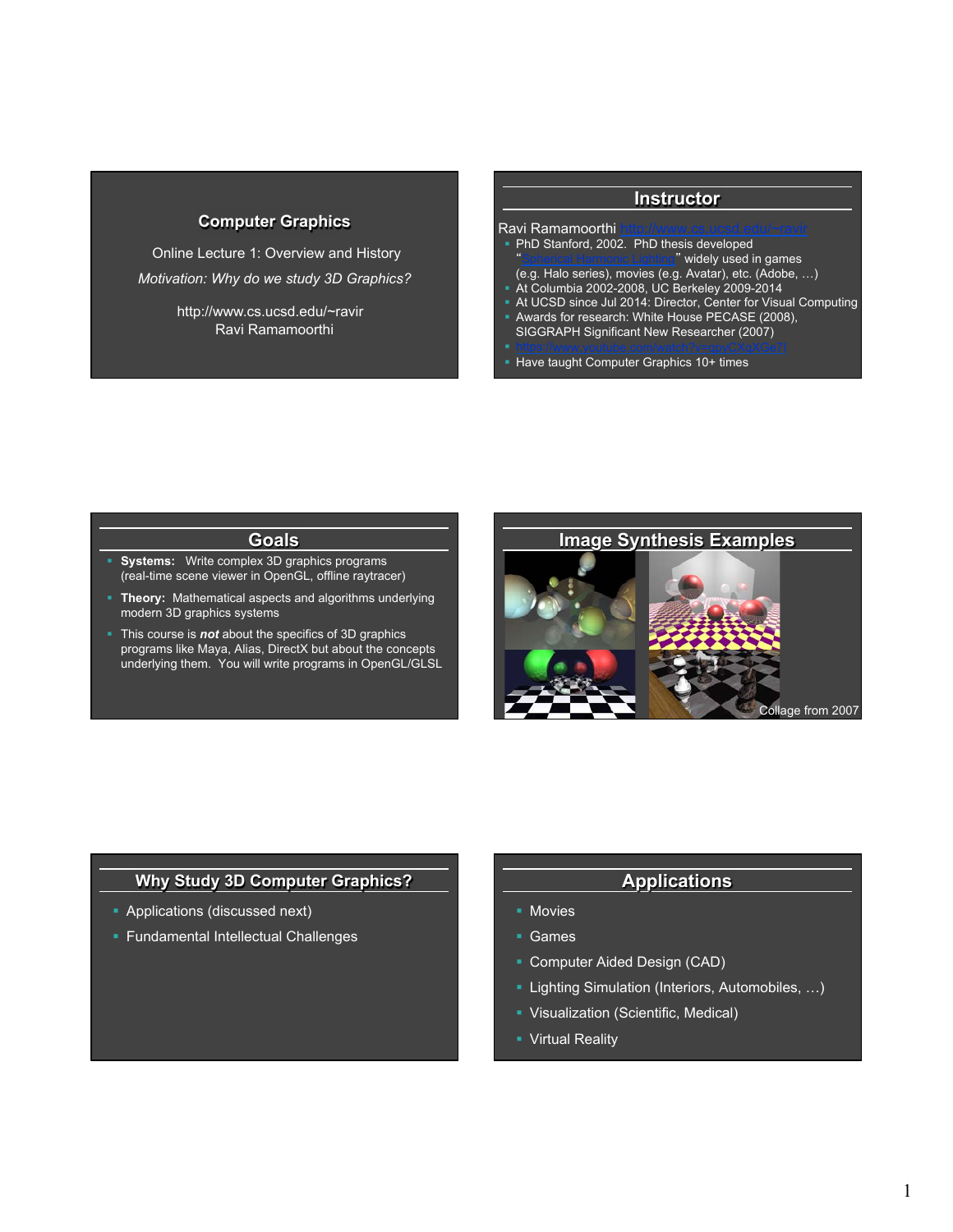## Computer Graphics

Online Lecture 1: Overview and History

*Motivation: Why do we study 3D Graphics?*

http://www.cs.ucsd.edu/~ravir
Ravi Ramamoorthi

## Instructor

Ravi Ramamoorthi http://www.cs.ucsd.edu/~ravir

- PhD Stanford, 2002. PhD thesis developed "Spherical Harmonic Lighting" widely used in games (e.g. Halo series), movies (e.g. Avatar), etc. (Adobe, …)
- At Columbia 2002-2008, UC Berkeley 2009-2014
- At UCSD since Jul 2014: Director, Center for Visual Computing
- Awards for research: White House PECASE (2008), SIGGRAPH Significant New Researcher (2007)
- https://www.youtube.com/watch?v=qpyCXgXGe7I
- Have taught Computer Graphics 10+ times

## Goals

- **Systems:** Write complex 3D graphics programs (real-time scene viewer in OpenGL, offline raytracer)
- **Theory:** Mathematical aspects and algorithms underlying modern 3D graphics systems
- This course is ***not*** about the specifics of 3D graphics programs like Maya, Alias, DirectX but about the concepts underlying them. You will write programs in OpenGL/GLSL

## Image Synthesis Examples

Collage from 2007

## Why Study 3D Computer Graphics?

- Applications (discussed next)
- Fundamental Intellectual Challenges

## Applications

- Movies
- Games
- Computer Aided Design (CAD)
- Lighting Simulation (Interiors, Automobiles, …)
- Visualization (Scientific, Medical)
- Virtual Reality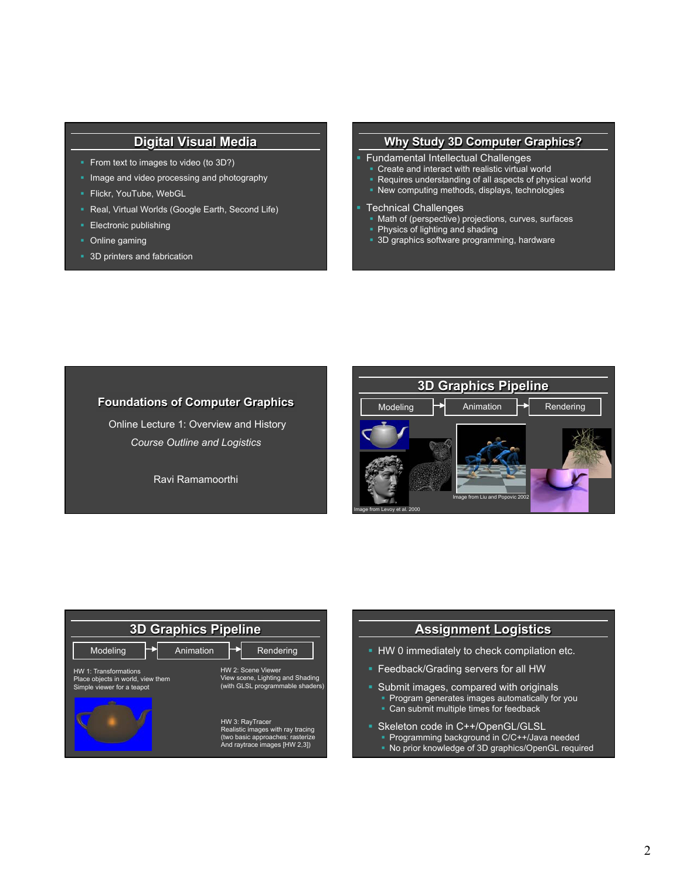## Digital Visual Media

- From text to images to video (to 3D?)
- Image and video processing and photography
- Flickr, YouTube, WebGL
- Real, Virtual Worlds (Google Earth, Second Life)
- Electronic publishing
- Online gaming
- 3D printers and fabrication

## Why Study 3D Computer Graphics?

- Fundamental Intellectual Challenges
  - Create and interact with realistic virtual world
  - Requires understanding of all aspects of physical world
  - New computing methods, displays, technologies
- Technical Challenges
  - Math of (perspective) projections, curves, surfaces
  - Physics of lighting and shading
  - 3D graphics software programming, hardware

## Foundations of Computer Graphics

Online Lecture 1: Overview and History

*Course Outline and Logistics*

Ravi Ramamoorthi

## 3D Graphics Pipeline

Modeling → Animation → Rendering

Image from Levoy et al. 2000

Image from Liu and Popovic 2002

## 3D Graphics Pipeline

Modeling → Animation → Rendering

HW 1: Transformations
Place objects in world, view them
Simple viewer for a teapot

HW 2: Scene Viewer
View scene, Lighting and Shading
(with GLSL programmable shaders)

HW 3: RayTracer
Realistic images with ray tracing
(two basic approaches: rasterize
And raytrace images [HW 2,3])

## Assignment Logistics

- HW 0 immediately to check compilation etc.
- Feedback/Grading servers for all HW
- Submit images, compared with originals
  - Program generates images automatically for you
  - Can submit multiple times for feedback
- Skeleton code in C++/OpenGL/GLSL
  - Programming background in C/C++/Java needed
  - No prior knowledge of 3D graphics/OpenGL required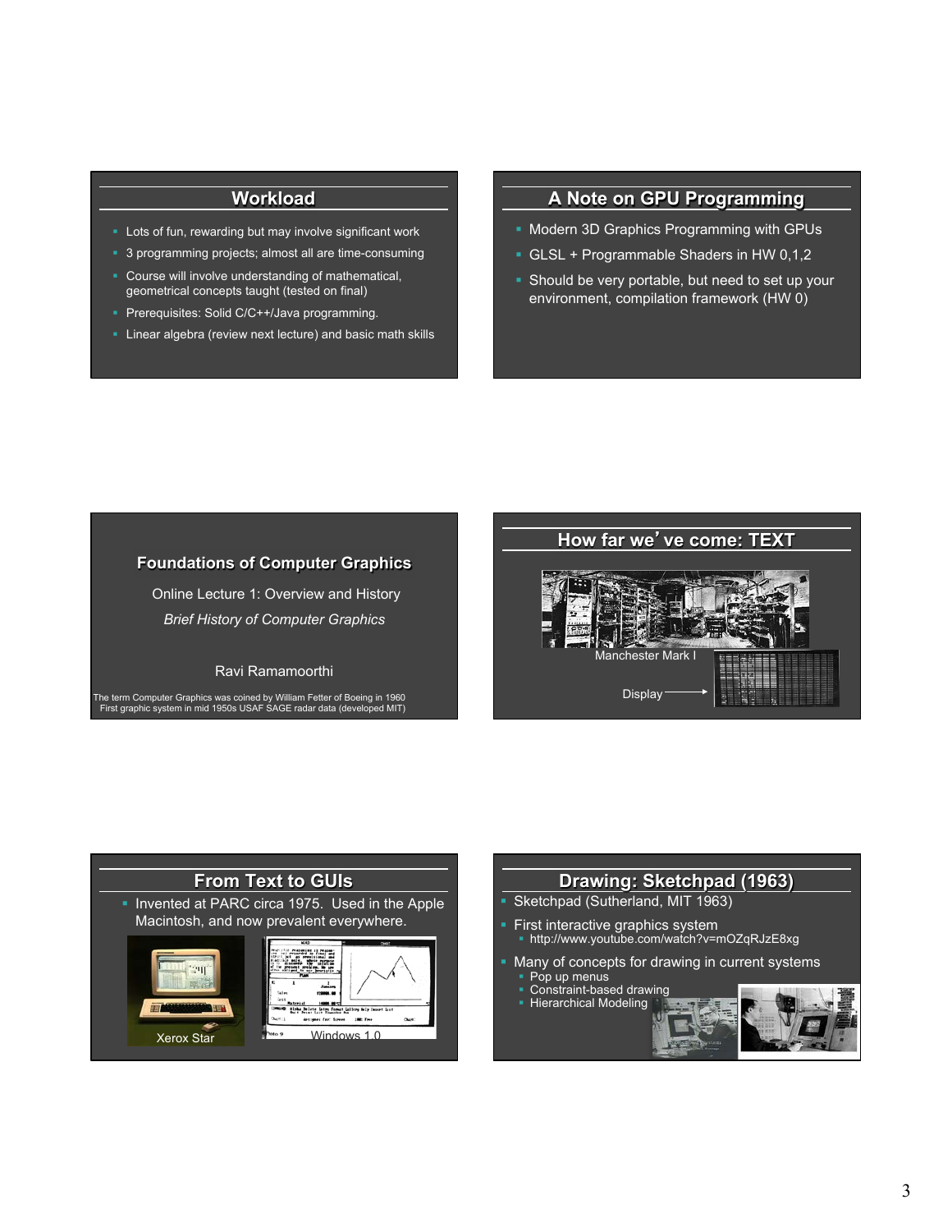## Workload

- Lots of fun, rewarding but may involve significant work
- 3 programming projects; almost all are time-consuming
- Course will involve understanding of mathematical, geometrical concepts taught (tested on final)
- Prerequisites: Solid C/C++/Java programming.
- Linear algebra (review next lecture) and basic math skills

## A Note on GPU Programming

- Modern 3D Graphics Programming with GPUs
- GLSL + Programmable Shaders in HW 0,1,2
- Should be very portable, but need to set up your environment, compilation framework (HW 0)

## Foundations of Computer Graphics

Online Lecture 1: Overview and History

*Brief History of Computer Graphics*

Ravi Ramamoorthi

The term Computer Graphics was coined by William Fetter of Boeing in 1960
First graphic system in mid 1950s USAF SAGE radar data (developed MIT)

## How far we've come: TEXT

Manchester Mark I

Display

## From Text to GUIs

- Invented at PARC circa 1975. Used in the Apple Macintosh, and now prevalent everywhere.

Xerox Star

Windows 1.0

## Drawing: Sketchpad (1963)

- Sketchpad (Sutherland, MIT 1963)
- First interactive graphics system
  - http://www.youtube.com/watch?v=mOZqRJzE8xg
- Many of concepts for drawing in current systems
  - Pop up menus
  - Constraint-based drawing
  - Hierarchical Modeling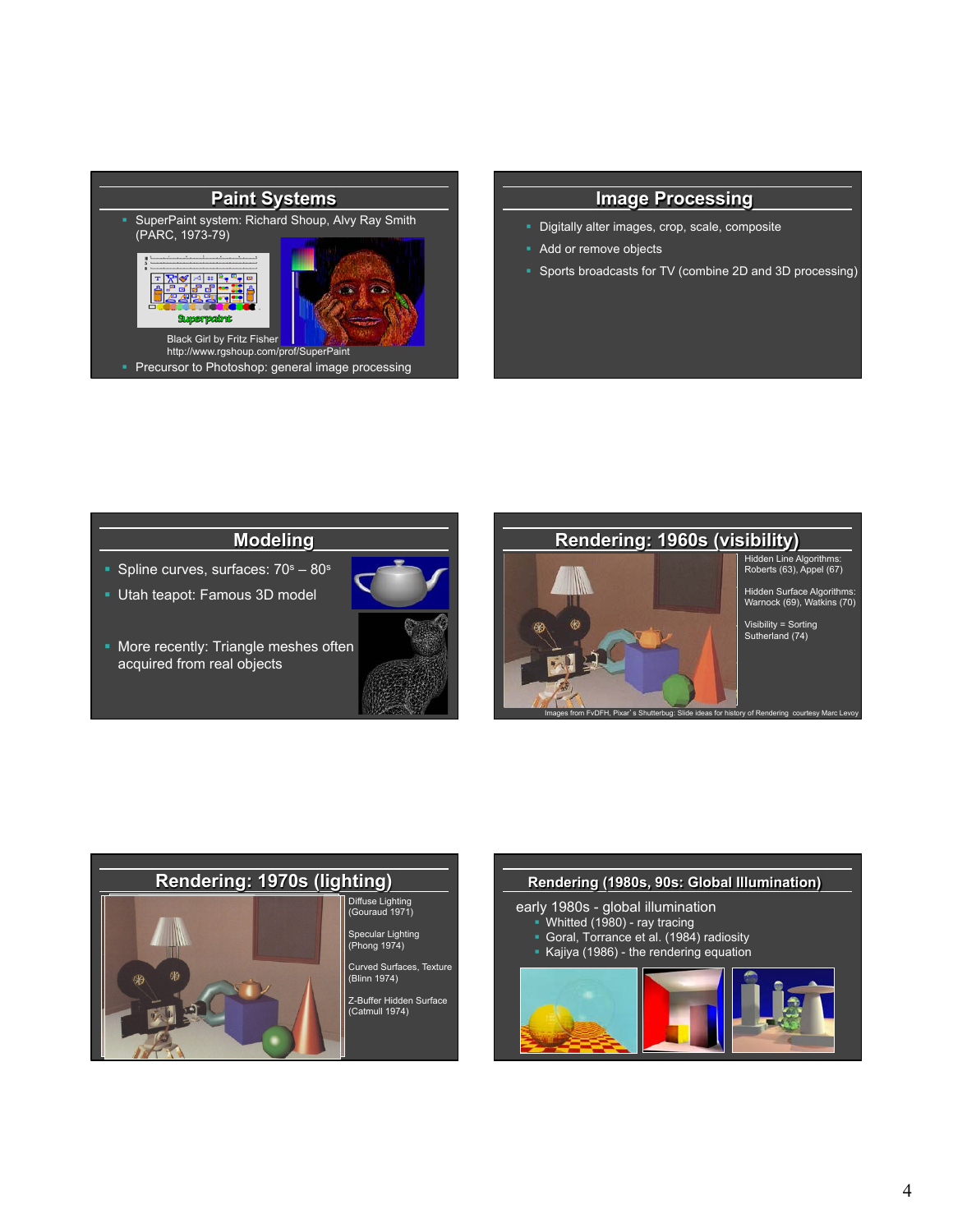## Paint Systems

- SuperPaint system: Richard Shoup, Alvy Ray Smith (PARC, 1973-79)

Black Girl by Fritz Fisher
http://www.rgshoup.com/prof/SuperPaint

- Precursor to Photoshop: general image processing

## Image Processing

- Digitally alter images, crop, scale, composite
- Add or remove objects
- Sports broadcasts for TV (combine 2D and 3D processing)

## Modeling

- Spline curves, surfaces: $70^s$ – $80^s$
- Utah teapot: Famous 3D model
- More recently: Triangle meshes often acquired from real objects

## Rendering: 1960s (visibility)

Hidden Line Algorithms: Roberts (63), Appel (67)

Hidden Surface Algorithms: Warnock (69), Watkins (70)

Visibility = Sorting Sutherland (74)

Images from FvDFH, Pixar's Shutterbug: Slide ideas for history of Rendering courtesy Marc Levoy

## Rendering: 1970s (lighting)

Diffuse Lighting (Gouraud 1971)

Specular Lighting (Phong 1974)

Curved Surfaces, Texture (Blinn 1974)

Z-Buffer Hidden Surface (Catmull 1974)

## Rendering (1980s, 90s: Global Illumination)

early 1980s - global illumination

- Whitted (1980) - ray tracing
- Goral, Torrance et al. (1984) radiosity
- Kajiya (1986) - the rendering equation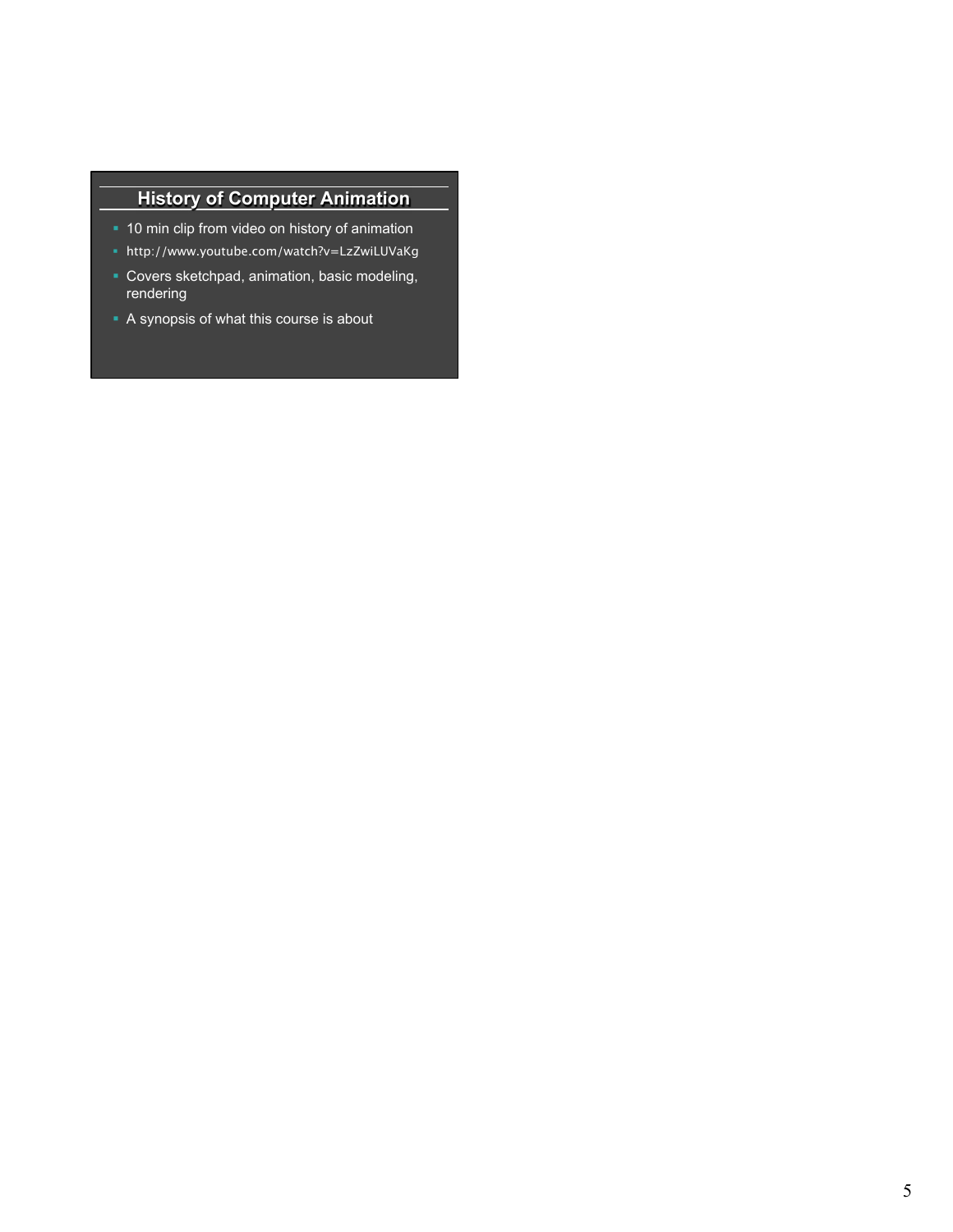## History of Computer Animation

- 10 min clip from video on history of animation
- http://www.youtube.com/watch?v=LzZwiLUVaKg
- Covers sketchpad, animation, basic modeling, rendering
- A synopsis of what this course is about